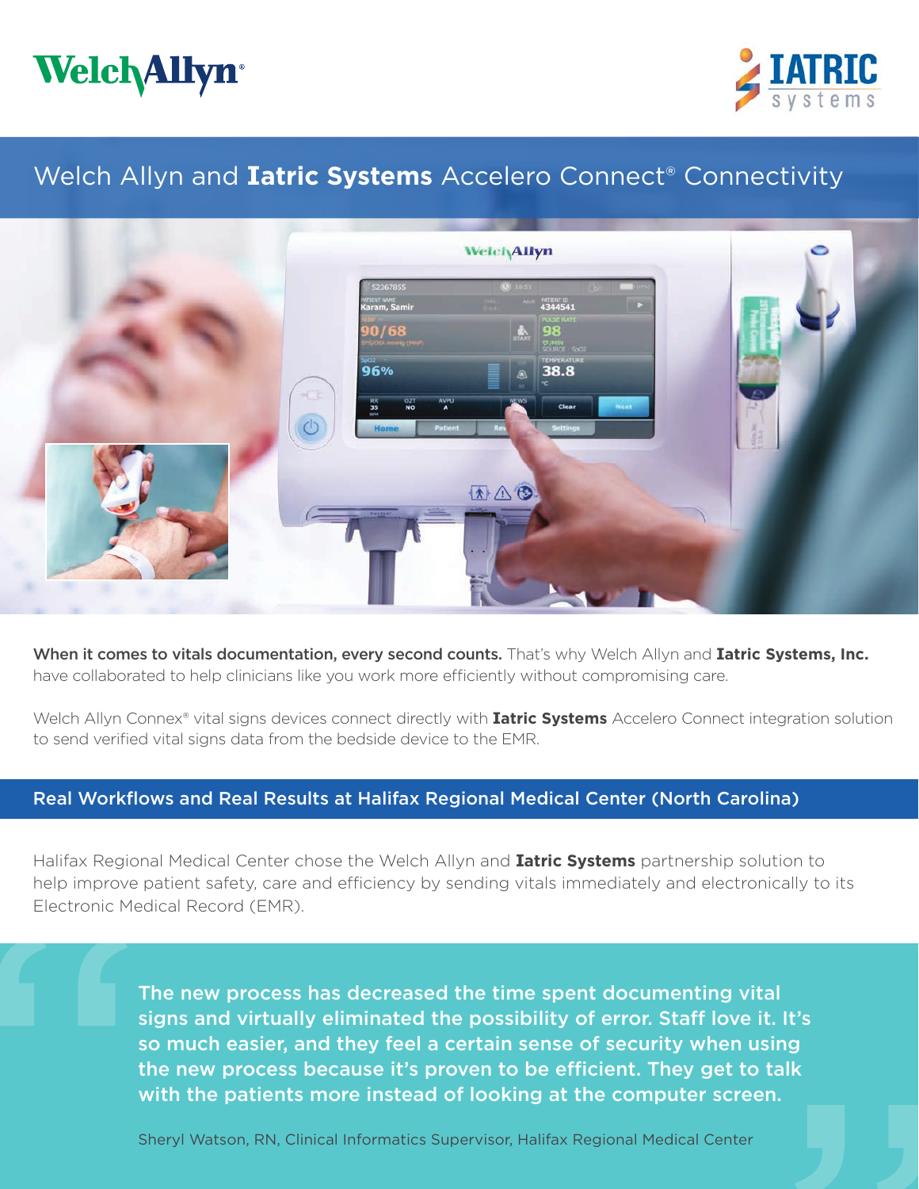# Welch Allyn and **Iatric Systems** Accelero Connect® Connectivity

**When it comes to vitals documentation, every second counts.** That's why Welch Allyn and **Iatric Systems, Inc.** have collaborated to help clinicians like you work more efficiently without compromising care.

Welch Allyn Connex® vital signs devices connect directly with **Iatric Systems** Accelero Connect integration solution to send verified vital signs data from the bedside device to the EMR.

## Real Workflows and Real Results at Halifax Regional Medical Center (North Carolina)

Halifax Regional Medical Center chose the Welch Allyn and **Iatric Systems** partnership solution to help improve patient safety, care and efficiency by sending vitals immediately and electronically to its Electronic Medical Record (EMR).

> **The new process has decreased the time spent documenting vital signs and virtually eliminated the possibility of error. Staff love it. It's so much easier, and they feel a certain sense of security when using the new process because it's proven to be efficient. They get to talk with the patients more instead of looking at the computer screen.**
>
> Sheryl Watson, RN, Clinical Informatics Supervisor, Halifax Regional Medical Center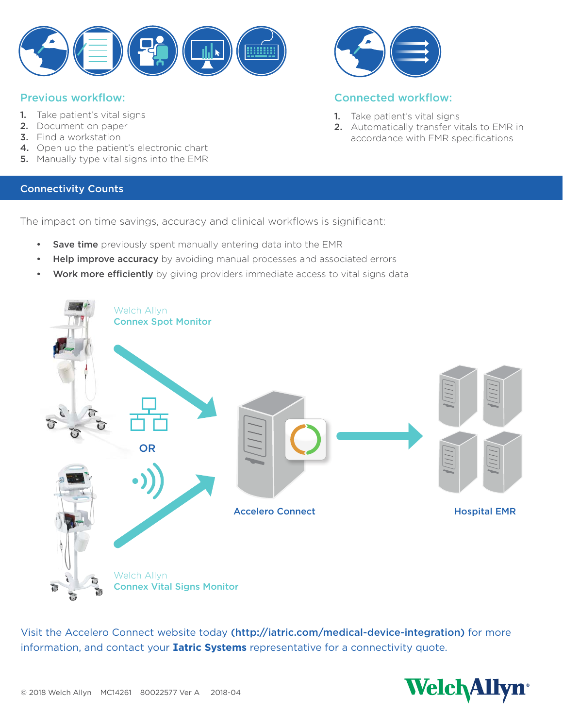## Previous workflow:

1. Take patient's vital signs
2. Document on paper
3. Find a workstation
4. Open up the patient's electronic chart
5. Manually type vital signs into the EMR

## Connected workflow:

1. Take patient's vital signs
2. Automatically transfer vitals to EMR in accordance with EMR specifications

## Connectivity Counts

The impact on time savings, accuracy and clinical workflows is significant:

- **Save time** previously spent manually entering data into the EMR
- **Help improve accuracy** by avoiding manual processes and associated errors
- **Work more efficiently** by giving providers immediate access to vital signs data

Welch Allyn
**Connex Spot Monitor**

OR

Welch Allyn
**Connex Vital Signs Monitor**

**Accelero Connect**

**Hospital EMR**

Visit the Accelero Connect website today **(http://iatric.com/medical-device-integration)** for more information, and contact your **Iatric Systems** representative for a connectivity quote.

© 2018 Welch Allyn MC14261 80022577 Ver A 2018-04

Welch Allyn®